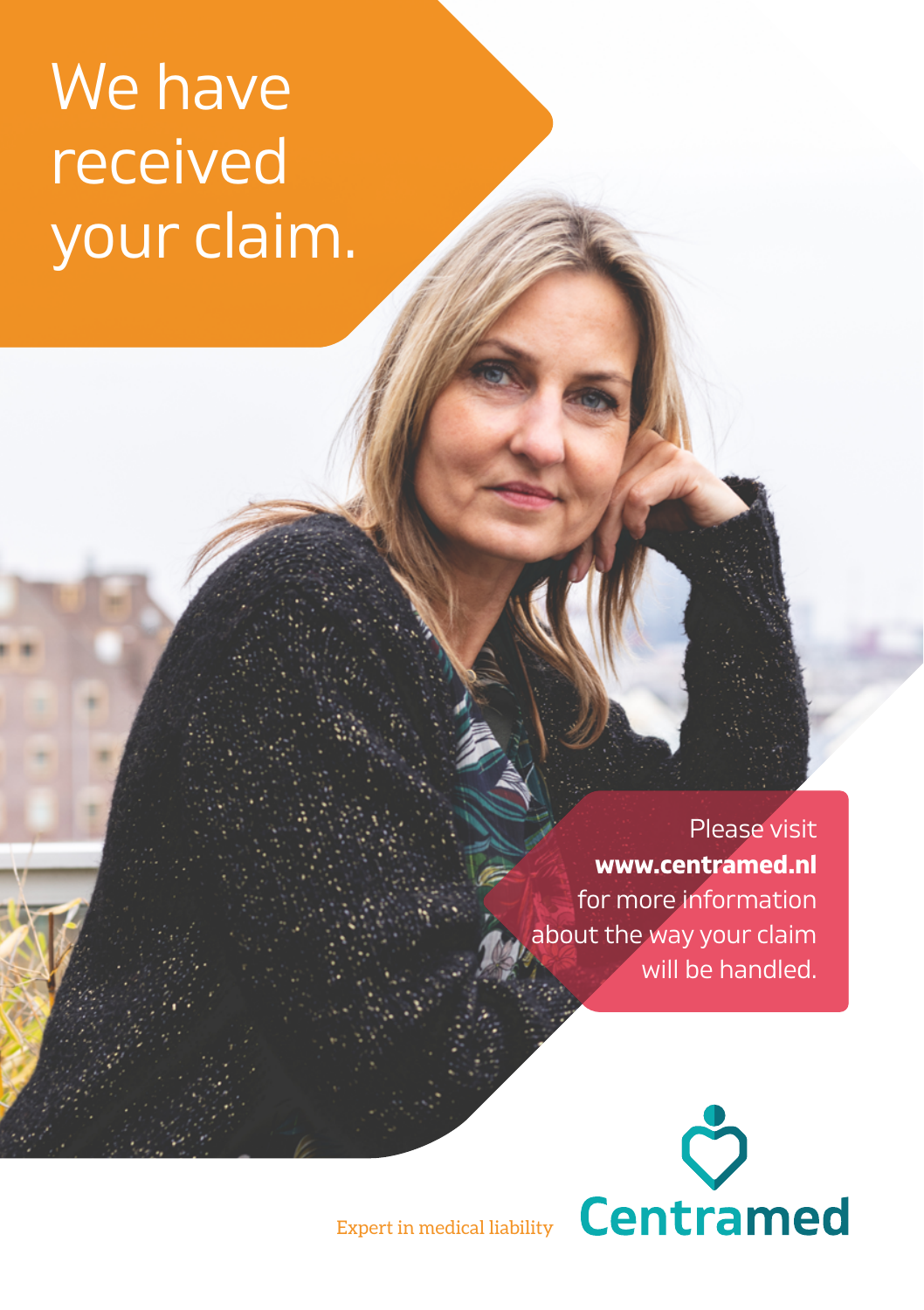# We have received your claim.

Please visit **www.centramed.nl** for more information about the way your claim will be handled.

Expert in medical liability

Centramed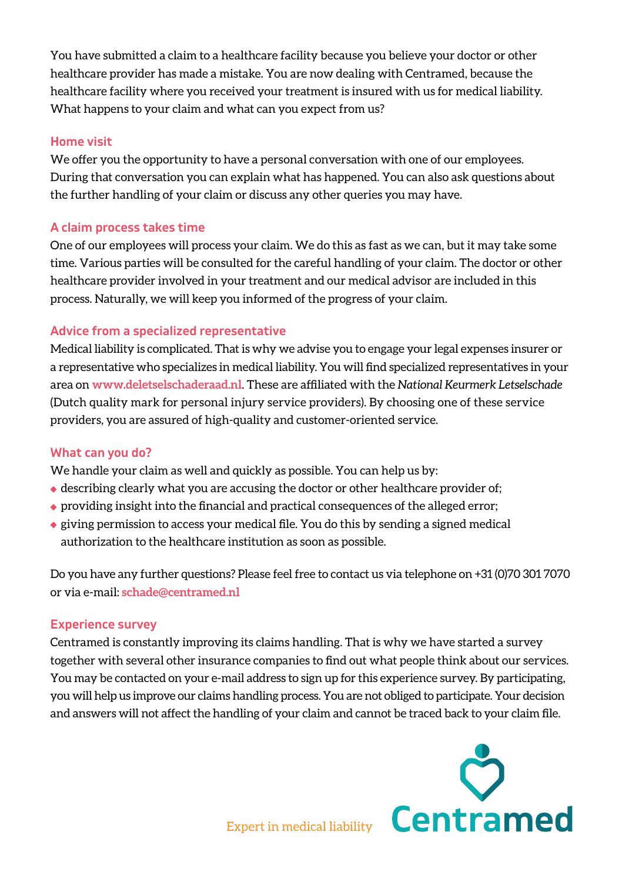You have submitted a claim to a healthcare facility because you believe your doctor or other healthcare provider has made a mistake. You are now dealing with Centramed, because the healthcare facility where you received your treatment is insured with us for medical liability. What happens to your claim and what can you expect from us?

## Home visit

We offer you the opportunity to have a personal conversation with one of our employees. During that conversation you can explain what has happened. You can also ask questions about the further handling of your claim or discuss any other queries you may have.

## A claim process takes time

One of our employees will process your claim. We do this as fast as we can, but it may take some time. Various parties will be consulted for the careful handling of your claim. The doctor or other healthcare provider involved in your treatment and our medical advisor are included in this process. Naturally, we will keep you informed of the progress of your claim.

## Advice from a specialized representative

Medical liability is complicated. That is why we advise you to engage your legal expenses insurer or a representative who specializes in medical liability. You will find specialized representatives in your area on www.deletselschaderaad.nl. These are affiliated with the *National Keurmerk Letselschade* (Dutch quality mark for personal injury service providers). By choosing one of these service providers, you are assured of high-quality and customer-oriented service.

## What can you do?

We handle your claim as well and quickly as possible. You can help us by:

- describing clearly what you are accusing the doctor or other healthcare provider of;
- providing insight into the financial and practical consequences of the alleged error;
- giving permission to access your medical file. You do this by sending a signed medical authorization to the healthcare institution as soon as possible.

Do you have any further questions? Please feel free to contact us via telephone on +31 (0)70 301 7070 or via e-mail: schade@centramed.nl

## Experience survey

Centramed is constantly improving its claims handling. That is why we have started a survey together with several other insurance companies to find out what people think about our services. You may be contacted on your e-mail address to sign up for this experience survey. By participating, you will help us improve our claims handling process. You are not obliged to participate. Your decision and answers will not affect the handling of your claim and cannot be traced back to your claim file.

Expert in medical liability

Centramed